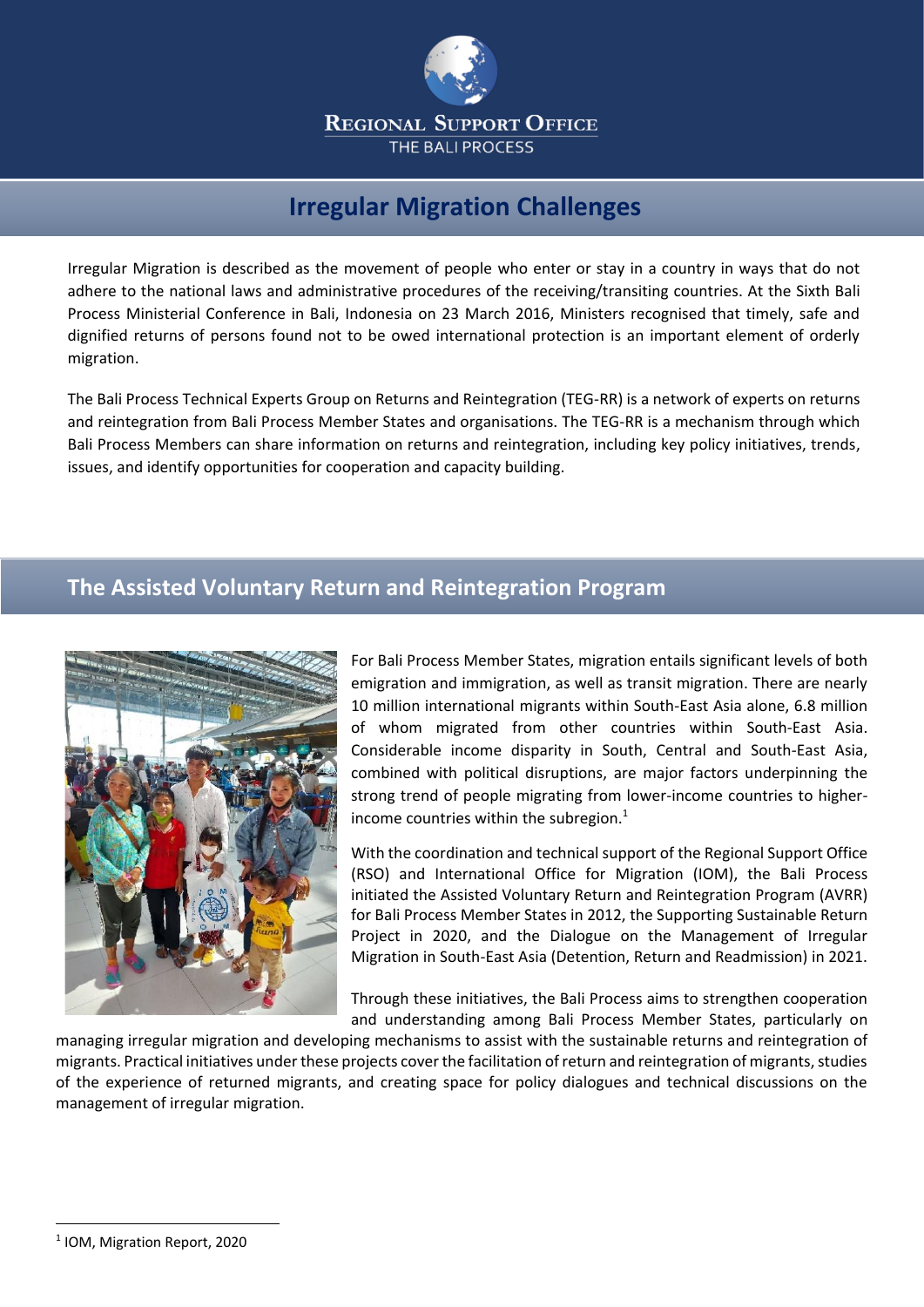REGIONAL SUPPORT OFFICE
THE BALI PROCESS

# Irregular Migration Challenges

Irregular Migration is described as the movement of people who enter or stay in a country in ways that do not adhere to the national laws and administrative procedures of the receiving/transiting countries. At the Sixth Bali Process Ministerial Conference in Bali, Indonesia on 23 March 2016, Ministers recognised that timely, safe and dignified returns of persons found not to be owed international protection is an important element of orderly migration.

The Bali Process Technical Experts Group on Returns and Reintegration (TEG-RR) is a network of experts on returns and reintegration from Bali Process Member States and organisations. The TEG-RR is a mechanism through which Bali Process Members can share information on returns and reintegration, including key policy initiatives, trends, issues, and identify opportunities for cooperation and capacity building.

## The Assisted Voluntary Return and Reintegration Program

For Bali Process Member States, migration entails significant levels of both emigration and immigration, as well as transit migration. There are nearly 10 million international migrants within South-East Asia alone, 6.8 million of whom migrated from other countries within South-East Asia. Considerable income disparity in South, Central and South-East Asia, combined with political disruptions, are major factors underpinning the strong trend of people migrating from lower-income countries to higher-income countries within the subregion.[1]

With the coordination and technical support of the Regional Support Office (RSO) and International Office for Migration (IOM), the Bali Process initiated the Assisted Voluntary Return and Reintegration Program (AVRR) for Bali Process Member States in 2012, the Supporting Sustainable Return Project in 2020, and the Dialogue on the Management of Irregular Migration in South-East Asia (Detention, Return and Readmission) in 2021.

Through these initiatives, the Bali Process aims to strengthen cooperation and understanding among Bali Process Member States, particularly on managing irregular migration and developing mechanisms to assist with the sustainable returns and reintegration of migrants. Practical initiatives under these projects cover the facilitation of return and reintegration of migrants, studies of the experience of returned migrants, and creating space for policy dialogues and technical discussions on the management of irregular migration.

[1] IOM, Migration Report, 2020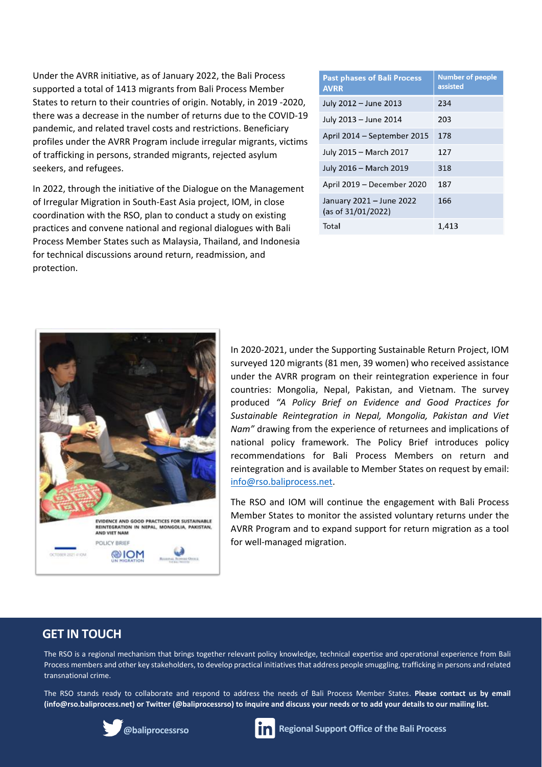Under the AVRR initiative, as of January 2022, the Bali Process supported a total of 1413 migrants from Bali Process Member States to return to their countries of origin. Notably, in 2019 -2020, there was a decrease in the number of returns due to the COVID-19 pandemic, and related travel costs and restrictions. Beneficiary profiles under the AVRR Program include irregular migrants, victims of trafficking in persons, stranded migrants, rejected asylum seekers, and refugees.

In 2022, through the initiative of the Dialogue on the Management of Irregular Migration in South-East Asia project, IOM, in close coordination with the RSO, plan to conduct a study on existing practices and convene national and regional dialogues with Bali Process Member States such as Malaysia, Thailand, and Indonesia for technical discussions around return, readmission, and protection.

| Past phases of Bali Process AVRR | Number of people assisted |
|---|---|
| July 2012 – June 2013 | 234 |
| July 2013 – June 2014 | 203 |
| April 2014 – September 2015 | 178 |
| July 2015 – March 2017 | 127 |
| July 2016 – March 2019 | 318 |
| April 2019 – December 2020 | 187 |
| January 2021 – June 2022 (as of 31/01/2022) | 166 |
| Total | 1,413 |

EVIDENCE AND GOOD PRACTICES FOR SUSTAINABLE REINTEGRATION IN NEPAL, MONGOLIA, PAKISTAN, AND VIET NAM

POLICY BRIEF

OCTOBER 2021 // IOM

IOM UN MIGRATION

In 2020-2021, under the Supporting Sustainable Return Project, IOM surveyed 120 migrants (81 men, 39 women) who received assistance under the AVRR program on their reintegration experience in four countries: Mongolia, Nepal, Pakistan, and Vietnam. The survey produced *"A Policy Brief on Evidence and Good Practices for Sustainable Reintegration in Nepal, Mongolia, Pakistan and Viet Nam"* drawing from the experience of returnees and implications of national policy framework. The Policy Brief introduces policy recommendations for Bali Process Members on return and reintegration and is available to Member States on request by email: info@rso.baliprocess.net.

The RSO and IOM will continue the engagement with Bali Process Member States to monitor the assisted voluntary returns under the AVRR Program and to expand support for return migration as a tool for well-managed migration.

## GET IN TOUCH

The RSO is a regional mechanism that brings together relevant policy knowledge, technical expertise and operational experience from Bali Process members and other key stakeholders, to develop practical initiatives that address people smuggling, trafficking in persons and related transnational crime.

The RSO stands ready to collaborate and respond to address the needs of Bali Process Member States. **Please contact us by email (info@rso.baliprocess.net) or Twitter (@baliprocessrso) to inquire and discuss your needs or to add your details to our mailing list.**

@baliprocessrso

Regional Support Office of the Bali Process